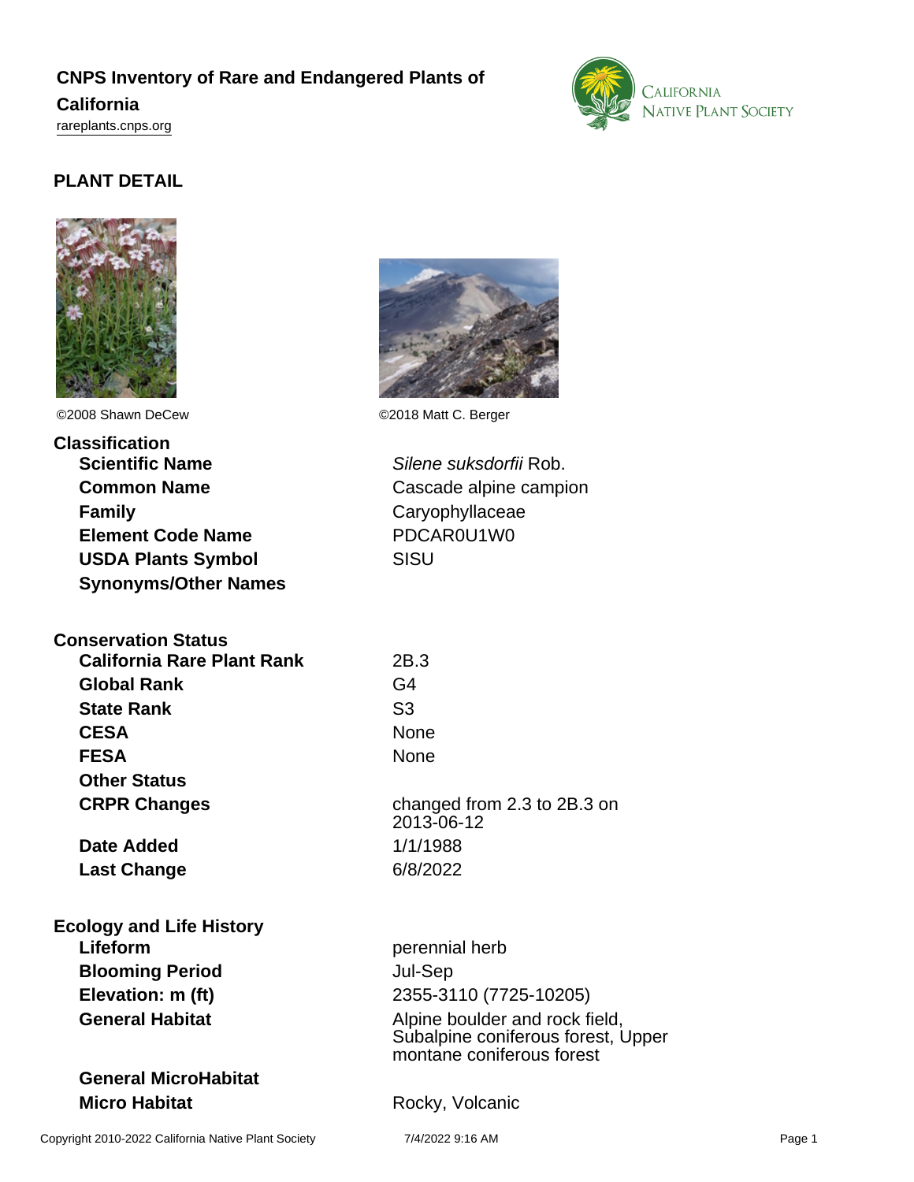# CNPS Inventory of Rare and Endangered Plants of California

rareplants.cnps.org

## PLANT DETAIL

©2008 Shawn DeCew

©2018 Matt C. Berger

### Classification

| | |
|---|---|
| **Scientific Name** | *Silene suksdorfii* Rob. |
| **Common Name** | Cascade alpine campion |
| **Family** | Caryophyllaceae |
| **Element Code Name** | PDCAR0U1W0 |
| **USDA Plants Symbol** | SISU |
| **Synonyms/Other Names** | |

### Conservation Status

| | |
|---|---|
| **California Rare Plant Rank** | 2B.3 |
| **Global Rank** | G4 |
| **State Rank** | S3 |
| **CESA** | None |
| **FESA** | None |
| **Other Status** | |
| **CRPR Changes** | changed from 2.3 to 2B.3 on 2013-06-12 |
| **Date Added** | 1/1/1988 |
| **Last Change** | 6/8/2022 |

### Ecology and Life History

| | |
|---|---|
| **Lifeform** | perennial herb |
| **Blooming Period** | Jul-Sep |
| **Elevation: m (ft)** | 2355-3110 (7725-10205) |
| **General Habitat** | Alpine boulder and rock field, Subalpine coniferous forest, Upper montane coniferous forest |
| **General MicroHabitat** | |
| **Micro Habitat** | Rocky, Volcanic |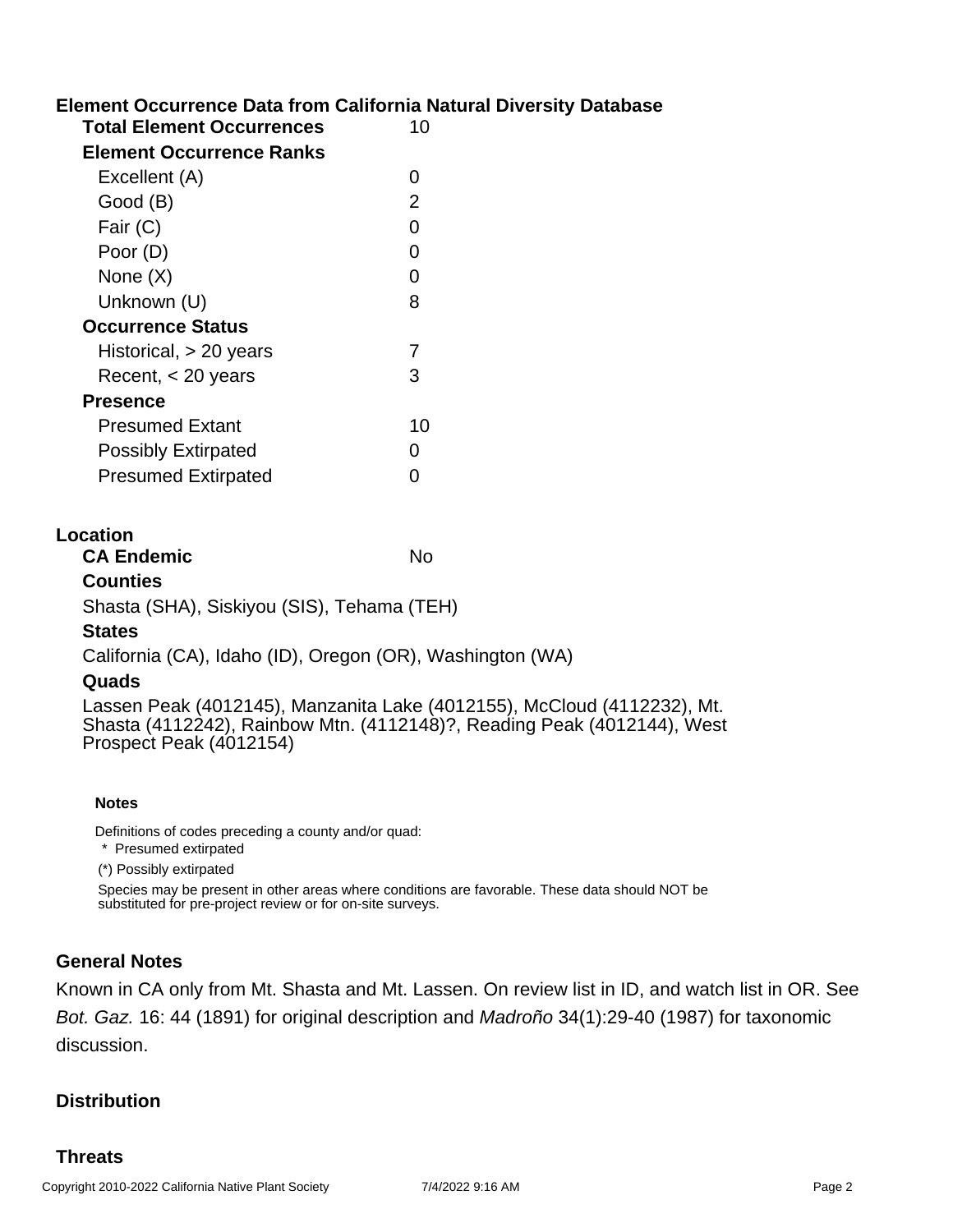## Element Occurrence Data from California Natural Diversity Database

| | |
|---|---|
| **Total Element Occurrences** | 10 |
| **Element Occurrence Ranks** | |
| Excellent (A) | 0 |
| Good (B) | 2 |
| Fair (C) | 0 |
| Poor (D) | 0 |
| None (X) | 0 |
| Unknown (U) | 8 |
| **Occurrence Status** | |
| Historical, > 20 years | 7 |
| Recent, < 20 years | 3 |
| **Presence** | |
| Presumed Extant | 10 |
| Possibly Extirpated | 0 |
| Presumed Extirpated | 0 |

## Location

**CA Endemic** No

**Counties**

Shasta (SHA), Siskiyou (SIS), Tehama (TEH)

**States**

California (CA), Idaho (ID), Oregon (OR), Washington (WA)

**Quads**

Lassen Peak (4012145), Manzanita Lake (4012155), McCloud (4112232), Mt. Shasta (4112242), Rainbow Mtn. (4112148)?, Reading Peak (4012144), West Prospect Peak (4012154)

**Notes**

Definitions of codes preceding a county and/or quad:

\* Presumed extirpated

(*) Possibly extirpated

Species may be present in other areas where conditions are favorable. These data should NOT be substituted for pre-project review or for on-site surveys.

## General Notes

Known in CA only from Mt. Shasta and Mt. Lassen. On review list in ID, and watch list in OR. See *Bot. Gaz.* 16: 44 (1891) for original description and *Madroño* 34(1):29-40 (1987) for taxonomic discussion.

## Distribution

## Threats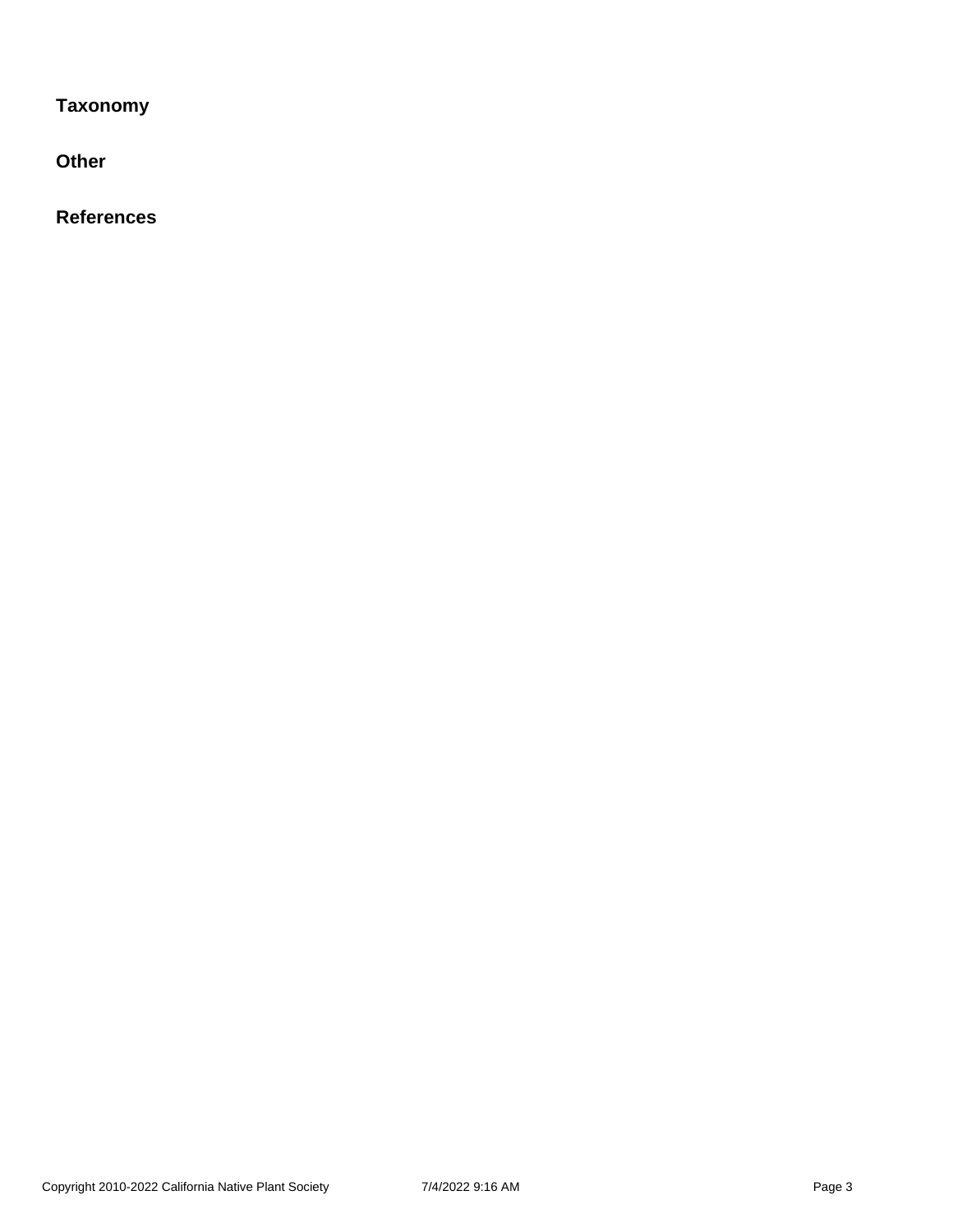## Taxonomy

## Other

## References